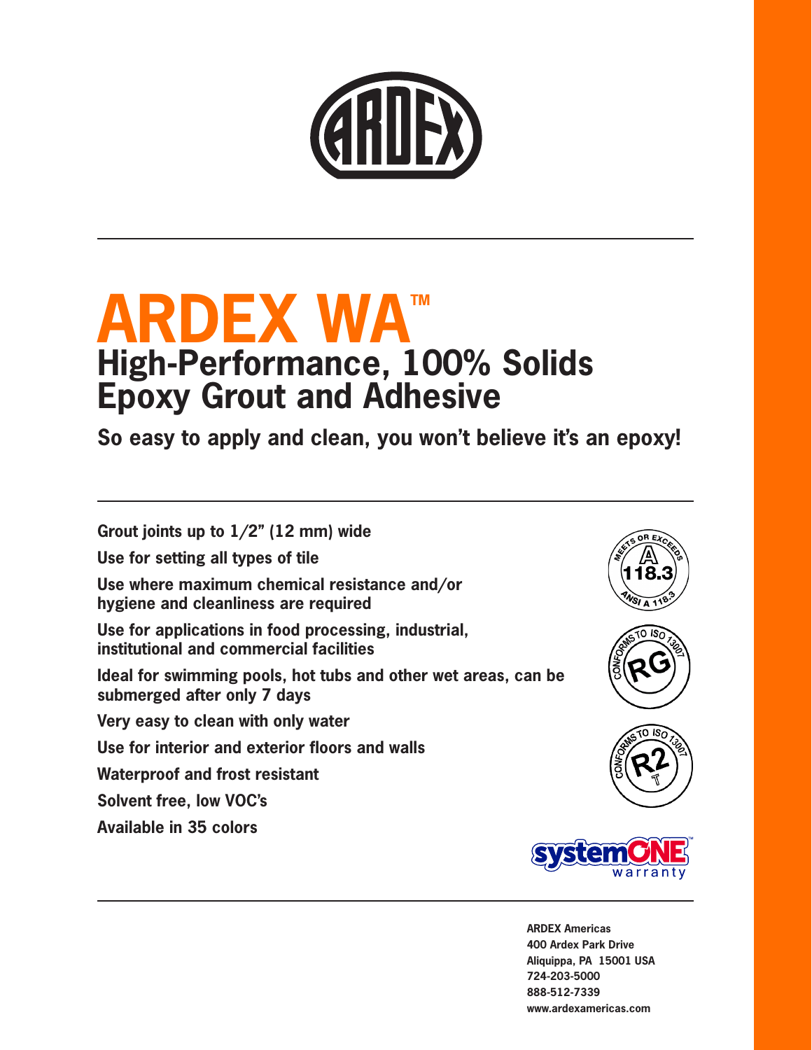# ARDEX WA™

## High-Performance, 100% Solids Epoxy Grout and Adhesive

**So easy to apply and clean, you won't believe it's an epoxy!**

**Grout joints up to 1/2" (12 mm) wide**

**Use for setting all types of tile**

**Use where maximum chemical resistance and/or hygiene and cleanliness are required**

**Use for applications in food processing, industrial, institutional and commercial facilities**

**Ideal for swimming pools, hot tubs and other wet areas, can be submerged after only 7 days**

**Very easy to clean with only water**

**Use for interior and exterior floors and walls**

**Waterproof and frost resistant**

**Solvent free, low VOC's**

**Available in 35 colors**

MEETS OR EXCEEDS ANSI A 118.3

CONFORMS TO ISO 13007 RG

CONFORMS TO ISO 13007 R2T

systemONE™ warranty

**ARDEX Americas**
**400 Ardex Park Drive**
**Aliquippa, PA 15001 USA**
**724-203-5000**
**888-512-7339**
**www.ardexamericas.com**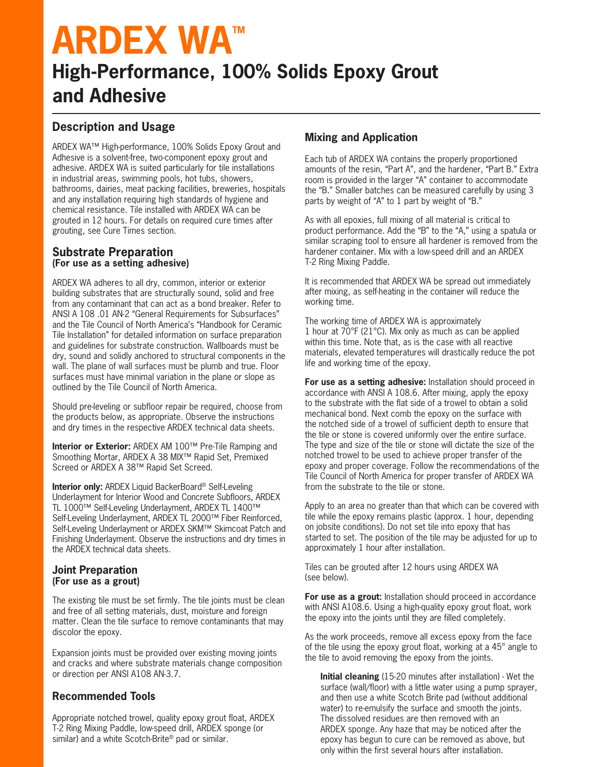# ARDEX WA™

## High-Performance, 100% Solids Epoxy Grout and Adhesive

### Description and Usage

ARDEX WA™ High-performance, 100% Solids Epoxy Grout and Adhesive is a solvent-free, two-component epoxy grout and adhesive. ARDEX WA is suited particularly for tile installations in industrial areas, swimming pools, hot tubs, showers, bathrooms, dairies, meat packing facilities, breweries, hospitals and any installation requiring high standards of hygiene and chemical resistance. Tile installed with ARDEX WA can be grouted in 12 hours. For details on required cure times after grouting, see Cure Times section.

### Substrate Preparation
**(For use as a setting adhesive)**

ARDEX WA adheres to all dry, common, interior or exterior building substrates that are structurally sound, solid and free from any contaminant that can act as a bond breaker. Refer to ANSI A 108 .01 AN-2 "General Requirements for Subsurfaces" and the Tile Council of North America's "Handbook for Ceramic Tile Installation" for detailed information on surface preparation and guidelines for substrate construction. Wallboards must be dry, sound and solidly anchored to structural components in the wall. The plane of wall surfaces must be plumb and true. Floor surfaces must have minimal variation in the plane or slope as outlined by the Tile Council of North America.

Should pre-leveling or subfloor repair be required, choose from the products below, as appropriate. Observe the instructions and dry times in the respective ARDEX technical data sheets.

**Interior or Exterior:** ARDEX AM 100™ Pre-Tile Ramping and Smoothing Mortar, ARDEX A 38 MIX™ Rapid Set, Premixed Screed or ARDEX A 38™ Rapid Set Screed.

**Interior only:** ARDEX Liquid BackerBoard® Self-Leveling Underlayment for Interior Wood and Concrete Subfloors, ARDEX TL 1000™ Self-Leveling Underlayment, ARDEX TL 1400™ Self-Leveling Underlayment, ARDEX TL 2000™ Fiber Reinforced, Self-Leveling Underlayment or ARDEX SKM™ Skimcoat Patch and Finishing Underlayment. Observe the instructions and dry times in the ARDEX technical data sheets.

### Joint Preparation
**(For use as a grout)**

The existing tile must be set firmly. The tile joints must be clean and free of all setting materials, dust, moisture and foreign matter. Clean the tile surface to remove contaminants that may discolor the epoxy.

Expansion joints must be provided over existing moving joints and cracks and where substrate materials change composition or direction per ANSI A108 AN-3.7.

### Recommended Tools

Appropriate notched trowel, quality epoxy grout float, ARDEX T-2 Ring Mixing Paddle, low-speed drill, ARDEX sponge (or similar) and a white Scotch-Brite® pad or similar.

### Mixing and Application

Each tub of ARDEX WA contains the properly proportioned amounts of the resin, "Part A", and the hardener, "Part B." Extra room is provided in the larger "A" container to accommodate the "B." Smaller batches can be measured carefully by using 3 parts by weight of "A" to 1 part by weight of "B."

As with all epoxies, full mixing of all material is critical to product performance. Add the "B" to the "A," using a spatula or similar scraping tool to ensure all hardener is removed from the hardener container. Mix with a low-speed drill and an ARDEX T-2 Ring Mixing Paddle.

It is recommended that ARDEX WA be spread out immediately after mixing, as self-heating in the container will reduce the working time.

The working time of ARDEX WA is approximately 1 hour at 70°F (21°C). Mix only as much as can be applied within this time. Note that, as is the case with all reactive materials, elevated temperatures will drastically reduce the pot life and working time of the epoxy.

**For use as a setting adhesive:** Installation should proceed in accordance with ANSI A 108.6. After mixing, apply the epoxy to the substrate with the flat side of a trowel to obtain a solid mechanical bond. Next comb the epoxy on the surface with the notched side of a trowel of sufficient depth to ensure that the tile or stone is covered uniformly over the entire surface. The type and size of the tile or stone will dictate the size of the notched trowel to be used to achieve proper transfer of the epoxy and proper coverage. Follow the recommendations of the Tile Council of North America for proper transfer of ARDEX WA from the substrate to the tile or stone.

Apply to an area no greater than that which can be covered with tile while the epoxy remains plastic (approx. 1 hour, depending on jobsite conditions). Do not set tile into epoxy that has started to set. The position of the tile may be adjusted for up to approximately 1 hour after installation.

Tiles can be grouted after 12 hours using ARDEX WA (see below).

**For use as a grout:** Installation should proceed in accordance with ANSI A108.6. Using a high-quality epoxy grout float, work the epoxy into the joints until they are filled completely.

As the work proceeds, remove all excess epoxy from the face of the tile using the epoxy grout float, working at a 45° angle to the tile to avoid removing the epoxy from the joints.

> **Initial cleaning** (15-20 minutes after installation) - Wet the surface (wall/floor) with a little water using a pump sprayer, and then use a white Scotch Brite pad (without additional water) to re-emulsify the surface and smooth the joints. The dissolved residues are then removed with an ARDEX sponge. Any haze that may be noticed after the epoxy has begun to cure can be removed as above, but only within the first several hours after installation.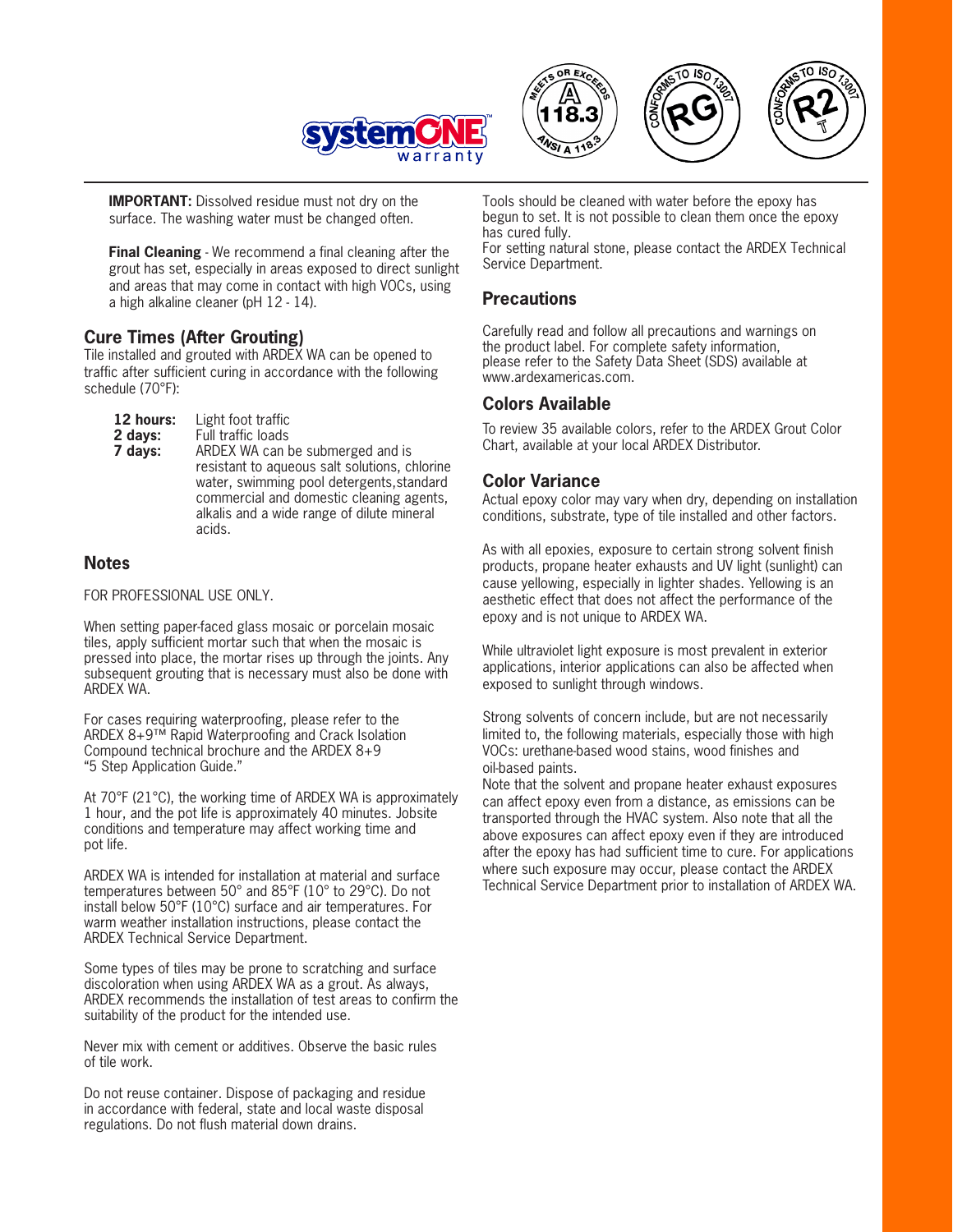**IMPORTANT:** Dissolved residue must not dry on the surface. The washing water must be changed often.

**Final Cleaning** - We recommend a final cleaning after the grout has set, especially in areas exposed to direct sunlight and areas that may come in contact with high VOCs, using a high alkaline cleaner (pH 12 - 14).

## Cure Times (After Grouting)

Tile installed and grouted with ARDEX WA can be opened to traffic after sufficient curing in accordance with the following schedule (70°F):

**12 hours:** Light foot traffic
**2 days:** Full traffic loads
**7 days:** ARDEX WA can be submerged and is resistant to aqueous salt solutions, chlorine water, swimming pool detergents,standard commercial and domestic cleaning agents, alkalis and a wide range of dilute mineral acids.

## Notes

FOR PROFESSIONAL USE ONLY.

When setting paper-faced glass mosaic or porcelain mosaic tiles, apply sufficient mortar such that when the mosaic is pressed into place, the mortar rises up through the joints. Any subsequent grouting that is necessary must also be done with ARDEX WA.

For cases requiring waterproofing, please refer to the ARDEX 8+9™ Rapid Waterproofing and Crack Isolation Compound technical brochure and the ARDEX 8+9 "5 Step Application Guide."

At 70°F (21°C), the working time of ARDEX WA is approximately 1 hour, and the pot life is approximately 40 minutes. Jobsite conditions and temperature may affect working time and pot life.

ARDEX WA is intended for installation at material and surface temperatures between 50° and 85°F (10° to 29°C). Do not install below 50°F (10°C) surface and air temperatures. For warm weather installation instructions, please contact the ARDEX Technical Service Department.

Some types of tiles may be prone to scratching and surface discoloration when using ARDEX WA as a grout. As always, ARDEX recommends the installation of test areas to confirm the suitability of the product for the intended use.

Never mix with cement or additives. Observe the basic rules of tile work.

Do not reuse container. Dispose of packaging and residue in accordance with federal, state and local waste disposal regulations. Do not flush material down drains.

Tools should be cleaned with water before the epoxy has begun to set. It is not possible to clean them once the epoxy has cured fully.
For setting natural stone, please contact the ARDEX Technical Service Department.

## Precautions

Carefully read and follow all precautions and warnings on the product label. For complete safety information, please refer to the Safety Data Sheet (SDS) available at www.ardexamericas.com.

## Colors Available

To review 35 available colors, refer to the ARDEX Grout Color Chart, available at your local ARDEX Distributor.

## Color Variance

Actual epoxy color may vary when dry, depending on installation conditions, substrate, type of tile installed and other factors.

As with all epoxies, exposure to certain strong solvent finish products, propane heater exhausts and UV light (sunlight) can cause yellowing, especially in lighter shades. Yellowing is an aesthetic effect that does not affect the performance of the epoxy and is not unique to ARDEX WA.

While ultraviolet light exposure is most prevalent in exterior applications, interior applications can also be affected when exposed to sunlight through windows.

Strong solvents of concern include, but are not necessarily limited to, the following materials, especially those with high VOCs: urethane-based wood stains, wood finishes and oil-based paints.
Note that the solvent and propane heater exhaust exposures can affect epoxy even from a distance, as emissions can be transported through the HVAC system. Also note that all the above exposures can affect epoxy even if they are introduced after the epoxy has had sufficient time to cure. For applications where such exposure may occur, please contact the ARDEX Technical Service Department prior to installation of ARDEX WA.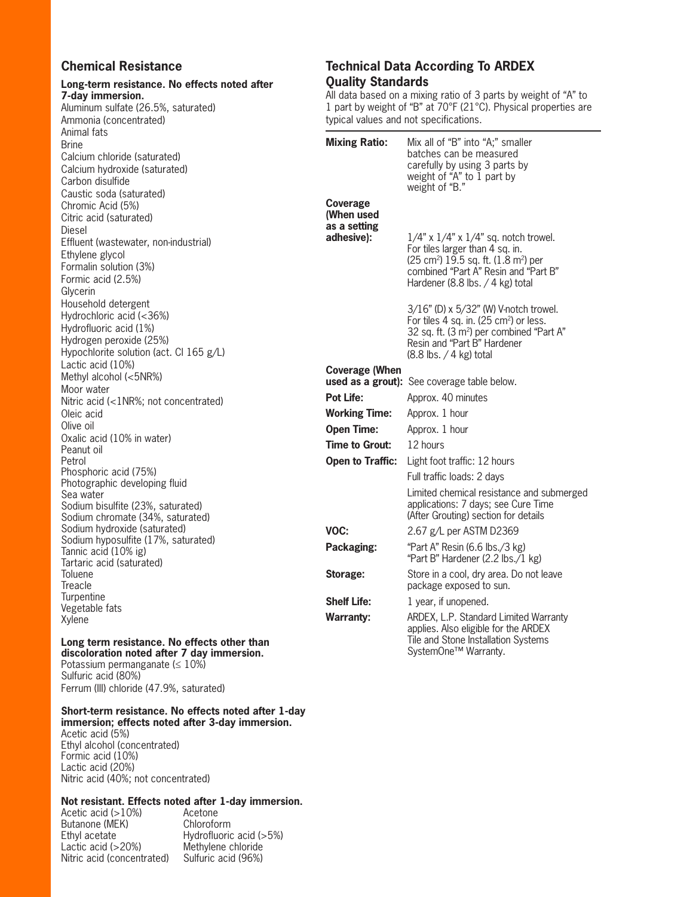## Chemical Resistance

**Long-term resistance. No effects noted after 7-day immersion.**

Aluminum sulfate (26.5%, saturated)
Ammonia (concentrated)
Animal fats
Brine
Calcium chloride (saturated)
Calcium hydroxide (saturated)
Carbon disulfide
Caustic soda (saturated)
Chromic Acid (5%)
Citric acid (saturated)
Diesel
Effluent (wastewater, non-industrial)
Ethylene glycol
Formalin solution (3%)
Formic acid (2.5%)
Glycerin
Household detergent
Hydrochloric acid (<36%)
Hydrofluoric acid (1%)
Hydrogen peroxide (25%)
Hypochlorite solution (act. Cl 165 g/L)
Lactic acid (10%)
Methyl alcohol (<5NR%)
Moor water
Nitric acid (<1NR%; not concentrated)
Oleic acid
Olive oil
Oxalic acid (10% in water)
Peanut oil
Petrol
Phosphoric acid (75%)
Photographic developing fluid
Sea water
Sodium bisulfite (23%, saturated)
Sodium chromate (34%, saturated)
Sodium hydroxide (saturated)
Sodium hyposulfite (17%, saturated)
Tannic acid (10% ig)
Tartaric acid (saturated)
Toluene
Treacle
Turpentine
Vegetable fats
Xylene

**Long term resistance. No effects other than discoloration noted after 7 day immersion.**

Potassium permanganate (≤ 10%)
Sulfuric acid (80%)
Ferrum (III) chloride (47.9%, saturated)

**Short-term resistance. No effects noted after 1-day immersion; effects noted after 3-day immersion.**

Acetic acid (5%)
Ethyl alcohol (concentrated)
Formic acid (10%)
Lactic acid (20%)
Nitric acid (40%; not concentrated)

**Not resistant. Effects noted after 1-day immersion.**

Acetic acid (>10%)
Butanone (MEK)
Ethyl acetate
Lactic acid (>20%)
Nitric acid (concentrated)
Acetone
Chloroform
Hydrofluoric acid (>5%)
Methylene chloride
Sulfuric acid (96%)

## Technical Data According To ARDEX Quality Standards

All data based on a mixing ratio of 3 parts by weight of "A" to 1 part by weight of "B" at 70°F (21°C). Physical properties are typical values and not specifications.

| | |
|---|---|
| **Mixing Ratio:** | Mix all of "B" into "A;" smaller batches can be measured carefully by using 3 parts by weight of "A" to 1 part by weight of "B." |
| **Coverage (When used as a setting adhesive):** | 1/4" x 1/4" x 1/4" sq. notch trowel. For tiles larger than 4 sq. in. (25 cm²) 19.5 sq. ft. (1.8 m²) per combined "Part A" Resin and "Part B" Hardener (8.8 lbs. / 4 kg) total<br><br>3/16" (D) x 5/32" (W) V-notch trowel. For tiles 4 sq. in. (25 cm²) or less. 32 sq. ft. (3 m²) per combined "Part A" Resin and "Part B" Hardener (8.8 lbs. / 4 kg) total |
| **Coverage (When used as a grout):** | See coverage table below. |
| **Pot Life:** | Approx. 40 minutes |
| **Working Time:** | Approx. 1 hour |
| **Open Time:** | Approx. 1 hour |
| **Time to Grout:** | 12 hours |
| **Open to Traffic:** | Light foot traffic: 12 hours<br>Full traffic loads: 2 days<br>Limited chemical resistance and submerged applications: 7 days; see Cure Time (After Grouting) section for details |
| **VOC:** | 2.67 g/L per ASTM D2369 |
| **Packaging:** | "Part A" Resin (6.6 lbs./3 kg)<br>"Part B" Hardener (2.2 lbs./1 kg) |
| **Storage:** | Store in a cool, dry area. Do not leave package exposed to sun. |
| **Shelf Life:** | 1 year, if unopened. |
| **Warranty:** | ARDEX, L.P. Standard Limited Warranty applies. Also eligible for the ARDEX Tile and Stone Installation Systems SystemOne™ Warranty. |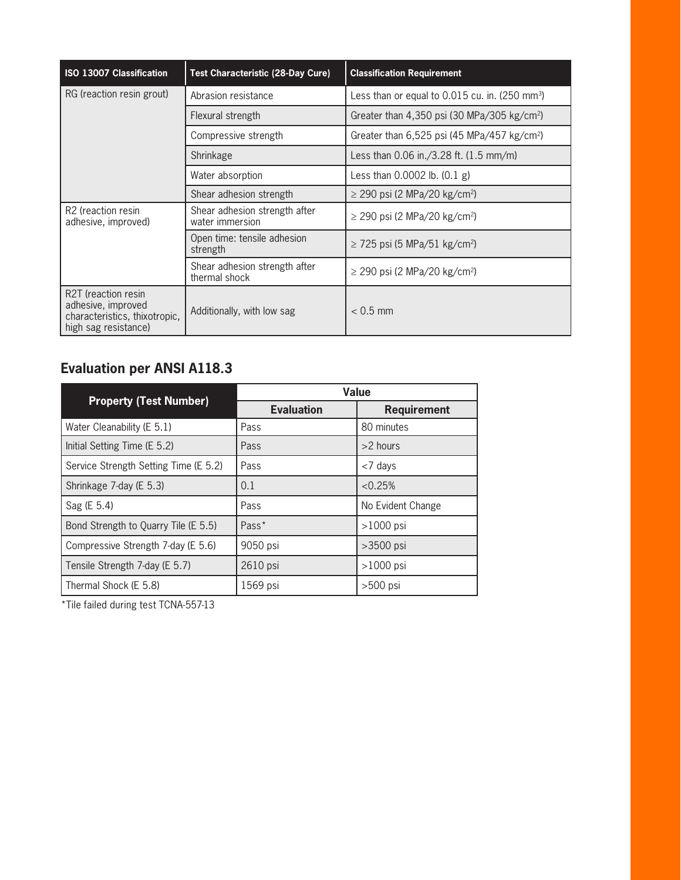| ISO 13007 Classification | Test Characteristic (28-Day Cure) | Classification Requirement |
|---|---|---|
| RG (reaction resin grout) | Abrasion resistance | Less than or equal to 0.015 cu. in. (250 $mm^3$) |
| | Flexural strength | Greater than 4,350 psi (30 MPa/305 $kg/cm^2$) |
| | Compressive strength | Greater than 6,525 psi (45 MPa/457 $kg/cm^2$) |
| | Shrinkage | Less than 0.06 in./3.28 ft. (1.5 mm/m) |
| | Water absorption | Less than 0.0002 lb. (0.1 g) |
| | Shear adhesion strength | ≥ 290 psi (2 MPa/20 $kg/cm^2$) |
| R2 (reaction resin adhesive, improved) | Shear adhesion strength after water immersion | ≥ 290 psi (2 MPa/20 $kg/cm^2$) |
| | Open time: tensile adhesion strength | ≥ 725 psi (5 MPa/51 $kg/cm^2$) |
| | Shear adhesion strength after thermal shock | ≥ 290 psi (2 MPa/20 $kg/cm^2$) |
| R2T (reaction resin adhesive, improved characteristics, thixotropic, high sag resistance) | Additionally, with low sag | < 0.5 mm |

## Evaluation per ANSI A118.3

| Property (Test Number) | Value | |
|---|---|---|
| | Evaluation | Requirement |
| Water Cleanability (E 5.1) | Pass | 80 minutes |
| Initial Setting Time (E 5.2) | Pass | >2 hours |
| Service Strength Setting Time (E 5.2) | Pass | <7 days |
| Shrinkage 7-day (E 5.3) | 0.1 | <0.25% |
| Sag (E 5.4) | Pass | No Evident Change |
| Bond Strength to Quarry Tile (E 5.5) | Pass* | >1000 psi |
| Compressive Strength 7-day (E 5.6) | 9050 psi | >3500 psi |
| Tensile Strength 7-day (E 5.7) | 2610 psi | >1000 psi |
| Thermal Shock (E 5.8) | 1569 psi | >500 psi |

*Tile failed during test TCNA-557-13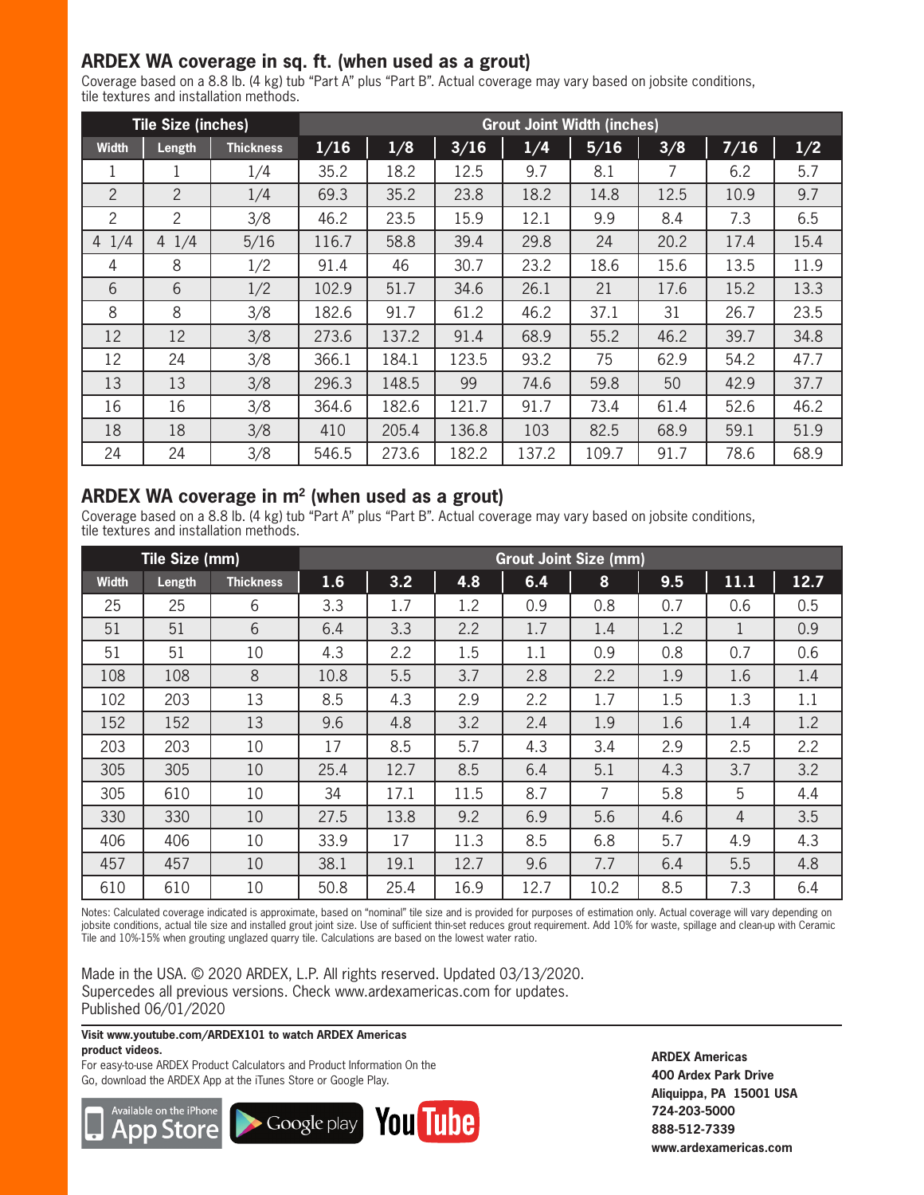## ARDEX WA coverage in sq. ft. (when used as a grout)

Coverage based on a 8.8 lb. (4 kg) tub "Part A" plus "Part B". Actual coverage may vary based on jobsite conditions, tile textures and installation methods.

| Tile Size (inches) | | | Grout Joint Width (inches) | | | | | | | |
|---|---|---|---|---|---|---|---|---|---|---|
| Width | Length | Thickness | 1/16 | 1/8 | 3/16 | 1/4 | 5/16 | 3/8 | 7/16 | 1/2 |
| 1 | 1 | 1/4 | 35.2 | 18.2 | 12.5 | 9.7 | 8.1 | 7 | 6.2 | 5.7 |
| 2 | 2 | 1/4 | 69.3 | 35.2 | 23.8 | 18.2 | 14.8 | 12.5 | 10.9 | 9.7 |
| 2 | 2 | 3/8 | 46.2 | 23.5 | 15.9 | 12.1 | 9.9 | 8.4 | 7.3 | 6.5 |
| 4 1/4 | 4 1/4 | 5/16 | 116.7 | 58.8 | 39.4 | 29.8 | 24 | 20.2 | 17.4 | 15.4 |
| 4 | 8 | 1/2 | 91.4 | 46 | 30.7 | 23.2 | 18.6 | 15.6 | 13.5 | 11.9 |
| 6 | 6 | 1/2 | 102.9 | 51.7 | 34.6 | 26.1 | 21 | 17.6 | 15.2 | 13.3 |
| 8 | 8 | 3/8 | 182.6 | 91.7 | 61.2 | 46.2 | 37.1 | 31 | 26.7 | 23.5 |
| 12 | 12 | 3/8 | 273.6 | 137.2 | 91.4 | 68.9 | 55.2 | 46.2 | 39.7 | 34.8 |
| 12 | 24 | 3/8 | 366.1 | 184.1 | 123.5 | 93.2 | 75 | 62.9 | 54.2 | 47.7 |
| 13 | 13 | 3/8 | 296.3 | 148.5 | 99 | 74.6 | 59.8 | 50 | 42.9 | 37.7 |
| 16 | 16 | 3/8 | 364.6 | 182.6 | 121.7 | 91.7 | 73.4 | 61.4 | 52.6 | 46.2 |
| 18 | 18 | 3/8 | 410 | 205.4 | 136.8 | 103 | 82.5 | 68.9 | 59.1 | 51.9 |
| 24 | 24 | 3/8 | 546.5 | 273.6 | 182.2 | 137.2 | 109.7 | 91.7 | 78.6 | 68.9 |

## ARDEX WA coverage in m² (when used as a grout)

Coverage based on a 8.8 lb. (4 kg) tub "Part A" plus "Part B". Actual coverage may vary based on jobsite conditions, tile textures and installation methods.

| Tile Size (mm) | | | Grout Joint Size (mm) | | | | | | | |
|---|---|---|---|---|---|---|---|---|---|---|
| Width | Length | Thickness | 1.6 | 3.2 | 4.8 | 6.4 | 8 | 9.5 | 11.1 | 12.7 |
| 25 | 25 | 6 | 3.3 | 1.7 | 1.2 | 0.9 | 0.8 | 0.7 | 0.6 | 0.5 |
| 51 | 51 | 6 | 6.4 | 3.3 | 2.2 | 1.7 | 1.4 | 1.2 | 1 | 0.9 |
| 51 | 51 | 10 | 4.3 | 2.2 | 1.5 | 1.1 | 0.9 | 0.8 | 0.7 | 0.6 |
| 108 | 108 | 8 | 10.8 | 5.5 | 3.7 | 2.8 | 2.2 | 1.9 | 1.6 | 1.4 |
| 102 | 203 | 13 | 8.5 | 4.3 | 2.9 | 2.2 | 1.7 | 1.5 | 1.3 | 1.1 |
| 152 | 152 | 13 | 9.6 | 4.8 | 3.2 | 2.4 | 1.9 | 1.6 | 1.4 | 1.2 |
| 203 | 203 | 10 | 17 | 8.5 | 5.7 | 4.3 | 3.4 | 2.9 | 2.5 | 2.2 |
| 305 | 305 | 10 | 25.4 | 12.7 | 8.5 | 6.4 | 5.1 | 4.3 | 3.7 | 3.2 |
| 305 | 610 | 10 | 34 | 17.1 | 11.5 | 8.7 | 7 | 5.8 | 5 | 4.4 |
| 330 | 330 | 10 | 27.5 | 13.8 | 9.2 | 6.9 | 5.6 | 4.6 | 4 | 3.5 |
| 406 | 406 | 10 | 33.9 | 17 | 11.3 | 8.5 | 6.8 | 5.7 | 4.9 | 4.3 |
| 457 | 457 | 10 | 38.1 | 19.1 | 12.7 | 9.6 | 7.7 | 6.4 | 5.5 | 4.8 |
| 610 | 610 | 10 | 50.8 | 25.4 | 16.9 | 12.7 | 10.2 | 8.5 | 7.3 | 6.4 |

Notes: Calculated coverage indicated is approximate, based on "nominal" tile size and is provided for purposes of estimation only. Actual coverage will vary depending on jobsite conditions, actual tile size and installed grout joint size. Use of sufficient thin-set reduces grout requirement. Add 10% for waste, spillage and clean-up with Ceramic Tile and 10%-15% when grouting unglazed quarry tile. Calculations are based on the lowest water ratio.

Made in the USA. © 2020 ARDEX, L.P. All rights reserved. Updated 03/13/2020.
Supercedes all previous versions. Check www.ardexamericas.com for updates.
Published 06/01/2020

**Visit www.youtube.com/ARDEX101 to watch ARDEX Americas product videos.**
For easy-to-use ARDEX Product Calculators and Product Information On the Go, download the ARDEX App at the iTunes Store or Google Play.

Available on the iPhone App Store | Google play | YouTube

**ARDEX Americas**
**400 Ardex Park Drive**
**Aliquippa, PA 15001 USA**
**724-203-5000**
**888-512-7339**
**www.ardexamericas.com**